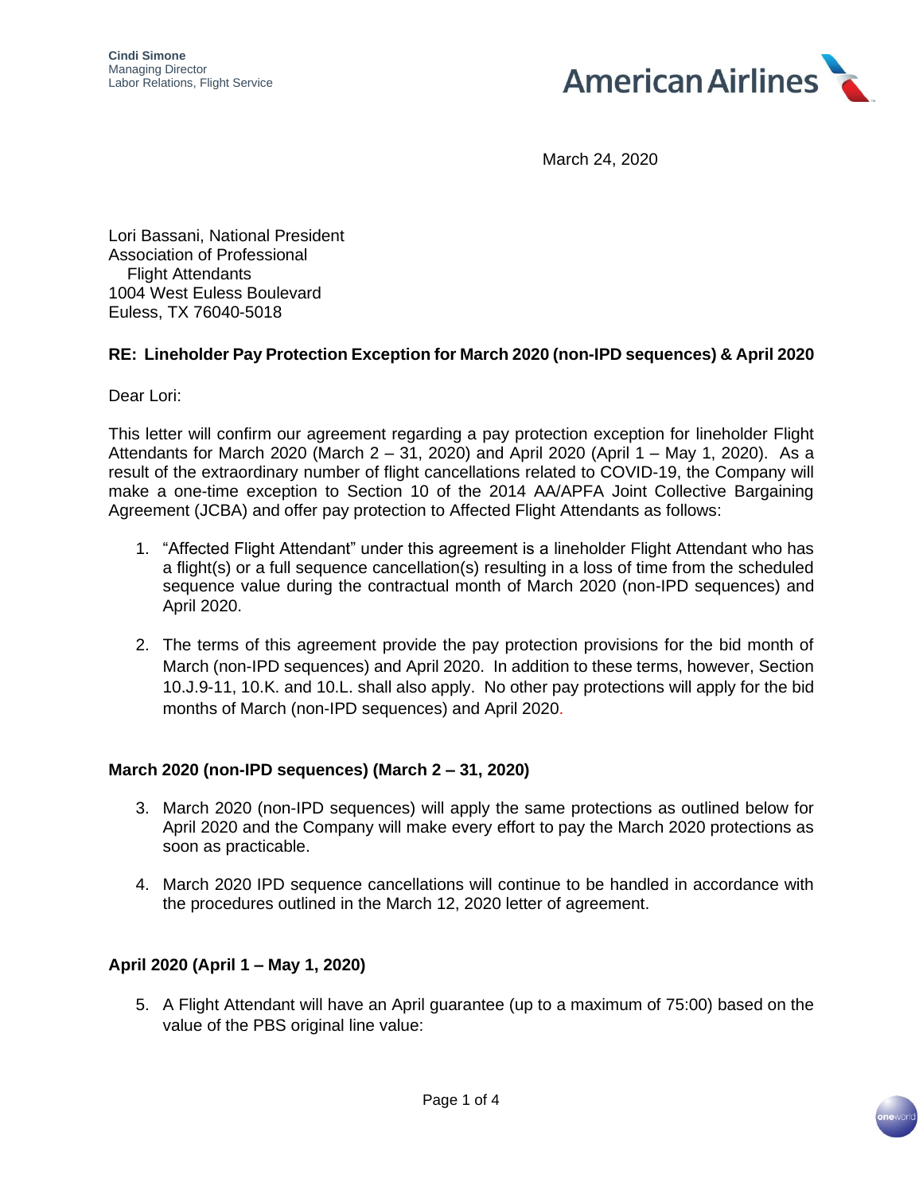**Cindi Simone**
Managing Director
Labor Relations, Flight Service

American Airlines

March 24, 2020

Lori Bassani, National President
Association of Professional
Flight Attendants
1004 West Euless Boulevard
Euless, TX 76040-5018

**RE: Lineholder Pay Protection Exception for March 2020 (non-IPD sequences) & April 2020**

Dear Lori:

This letter will confirm our agreement regarding a pay protection exception for lineholder Flight Attendants for March 2020 (March 2 – 31, 2020) and April 2020 (April 1 – May 1, 2020). As a result of the extraordinary number of flight cancellations related to COVID-19, the Company will make a one-time exception to Section 10 of the 2014 AA/APFA Joint Collective Bargaining Agreement (JCBA) and offer pay protection to Affected Flight Attendants as follows:

1. "Affected Flight Attendant" under this agreement is a lineholder Flight Attendant who has a flight(s) or a full sequence cancellation(s) resulting in a loss of time from the scheduled sequence value during the contractual month of March 2020 (non-IPD sequences) and April 2020.

2. The terms of this agreement provide the pay protection provisions for the bid month of March (non-IPD sequences) and April 2020. In addition to these terms, however, Section 10.J.9-11, 10.K. and 10.L. shall also apply. No other pay protections will apply for the bid months of March (non-IPD sequences) and April 2020.

**March 2020 (non-IPD sequences) (March 2 – 31, 2020)**

3. March 2020 (non-IPD sequences) will apply the same protections as outlined below for April 2020 and the Company will make every effort to pay the March 2020 protections as soon as practicable.

4. March 2020 IPD sequence cancellations will continue to be handled in accordance with the procedures outlined in the March 12, 2020 letter of agreement.

**April 2020 (April 1 – May 1, 2020)**

5. A Flight Attendant will have an April guarantee (up to a maximum of 75:00) based on the value of the PBS original line value: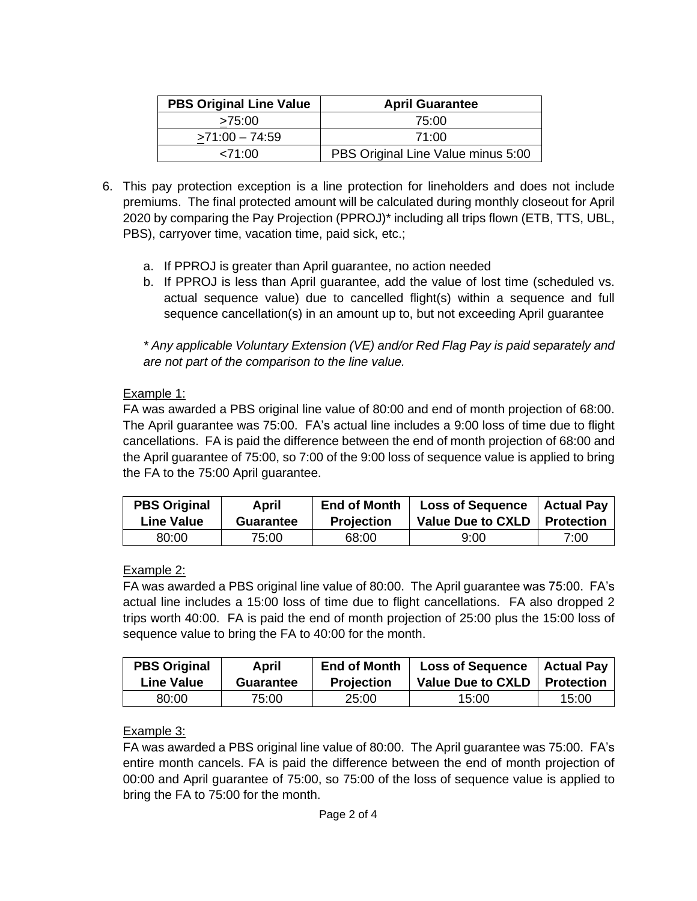| PBS Original Line Value | April Guarantee |
|---|---|
| ≥75:00 | 75:00 |
| ≥71:00 – 74:59 | 71:00 |
| <71:00 | PBS Original Line Value minus 5:00 |

6. This pay protection exception is a line protection for lineholders and does not include premiums. The final protected amount will be calculated during monthly closeout for April 2020 by comparing the Pay Projection (PPROJ)* including all trips flown (ETB, TTS, UBL, PBS), carryover time, vacation time, paid sick, etc.;

   a. If PPROJ is greater than April guarantee, no action needed
   b. If PPROJ is less than April guarantee, add the value of lost time (scheduled vs. actual sequence value) due to cancelled flight(s) within a sequence and full sequence cancellation(s) in an amount up to, but not exceeding April guarantee

   *\* Any applicable Voluntary Extension (VE) and/or Red Flag Pay is paid separately and are not part of the comparison to the line value.*

   Example 1:
   FA was awarded a PBS original line value of 80:00 and end of month projection of 68:00. The April guarantee was 75:00. FA's actual line includes a 9:00 loss of time due to flight cancellations. FA is paid the difference between the end of month projection of 68:00 and the April guarantee of 75:00, so 7:00 of the 9:00 loss of sequence value is applied to bring the FA to the 75:00 April guarantee.

| PBS Original Line Value | April Guarantee | End of Month Projection | Loss of Sequence Value Due to CXLD | Actual Pay Protection |
|---|---|---|---|---|
| 80:00 | 75:00 | 68:00 | 9:00 | 7:00 |

   Example 2:
   FA was awarded a PBS original line value of 80:00. The April guarantee was 75:00. FA's actual line includes a 15:00 loss of time due to flight cancellations. FA also dropped 2 trips worth 40:00. FA is paid the end of month projection of 25:00 plus the 15:00 loss of sequence value to bring the FA to 40:00 for the month.

| PBS Original Line Value | April Guarantee | End of Month Projection | Loss of Sequence Value Due to CXLD | Actual Pay Protection |
|---|---|---|---|---|
| 80:00 | 75:00 | 25:00 | 15:00 | 15:00 |

   Example 3:
   FA was awarded a PBS original line value of 80:00. The April guarantee was 75:00. FA's entire month cancels. FA is paid the difference between the end of month projection of 00:00 and April guarantee of 75:00, so 75:00 of the loss of sequence value is applied to bring the FA to 75:00 for the month.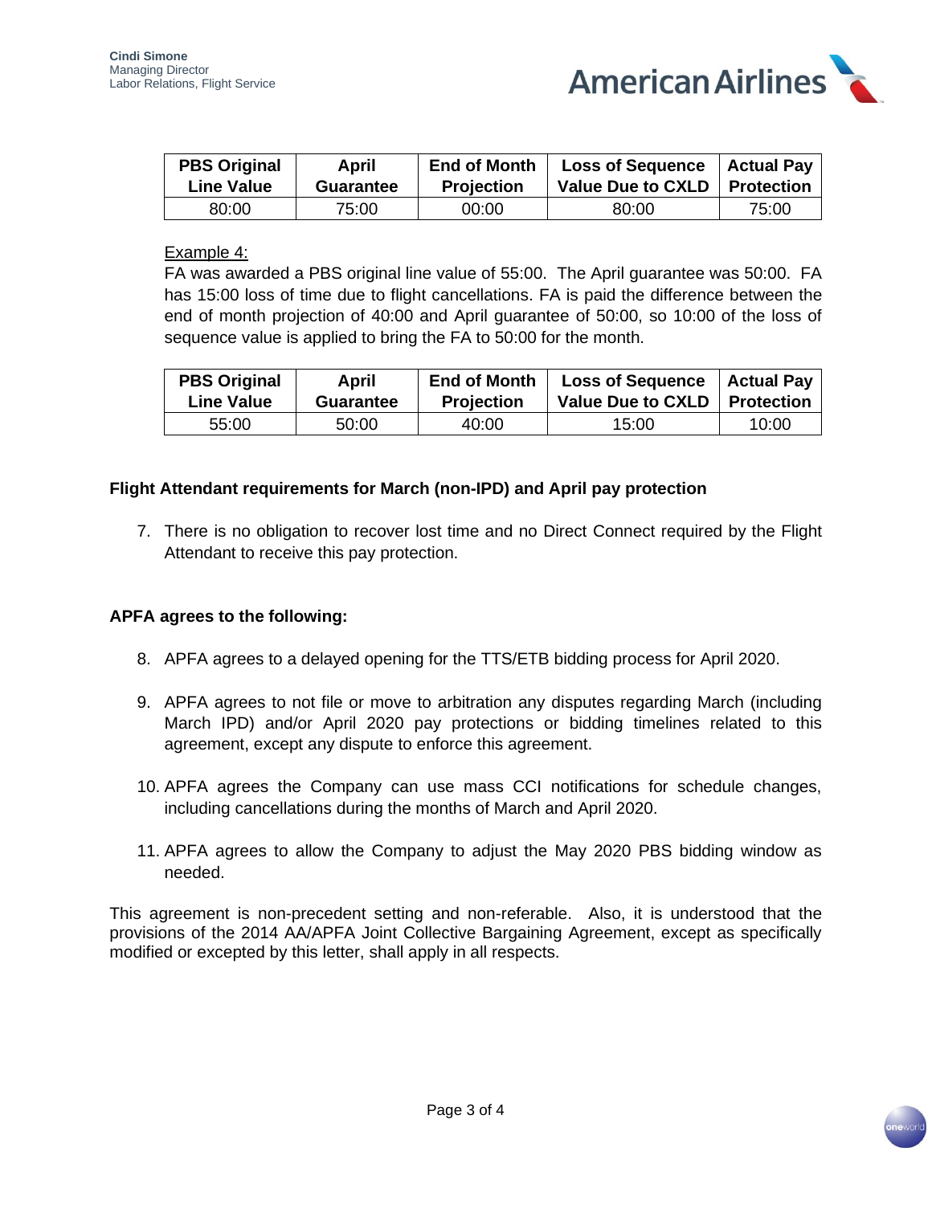| PBS Original Line Value | April Guarantee | End of Month Projection | Loss of Sequence Value Due to CXLD | Actual Pay Protection |
|---|---|---|---|---|
| 80:00 | 75:00 | 00:00 | 80:00 | 75:00 |

Example 4:

FA was awarded a PBS original line value of 55:00. The April guarantee was 50:00. FA has 15:00 loss of time due to flight cancellations. FA is paid the difference between the end of month projection of 40:00 and April guarantee of 50:00, so 10:00 of the loss of sequence value is applied to bring the FA to 50:00 for the month.

| PBS Original Line Value | April Guarantee | End of Month Projection | Loss of Sequence Value Due to CXLD | Actual Pay Protection |
|---|---|---|---|---|
| 55:00 | 50:00 | 40:00 | 15:00 | 10:00 |

**Flight Attendant requirements for March (non-IPD) and April pay protection**

7. There is no obligation to recover lost time and no Direct Connect required by the Flight Attendant to receive this pay protection.

**APFA agrees to the following:**

8. APFA agrees to a delayed opening for the TTS/ETB bidding process for April 2020.

9. APFA agrees to not file or move to arbitration any disputes regarding March (including March IPD) and/or April 2020 pay protections or bidding timelines related to this agreement, except any dispute to enforce this agreement.

10. APFA agrees the Company can use mass CCI notifications for schedule changes, including cancellations during the months of March and April 2020.

11. APFA agrees to allow the Company to adjust the May 2020 PBS bidding window as needed.

This agreement is non-precedent setting and non-referable. Also, it is understood that the provisions of the 2014 AA/APFA Joint Collective Bargaining Agreement, except as specifically modified or excepted by this letter, shall apply in all respects.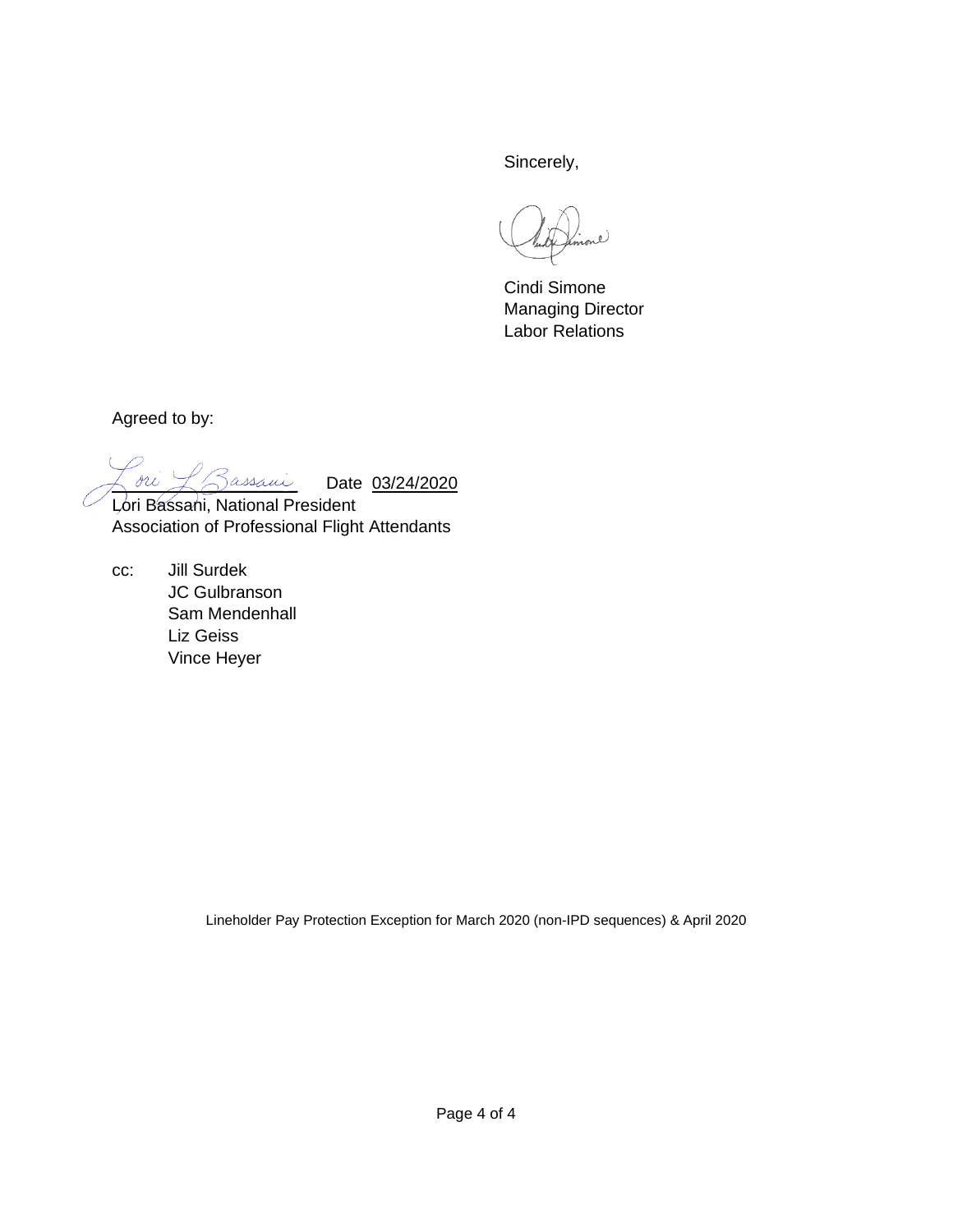Sincerely,

Cindi Simone
Managing Director
Labor Relations

Agreed to by:

Lori L Bassani    Date 03/24/2020

Lori Bassani, National President
Association of Professional Flight Attendants

cc: Jill Surdek
JC Gulbranson
Sam Mendenhall
Liz Geiss
Vince Heyer

Lineholder Pay Protection Exception for March 2020 (non-IPD sequences) & April 2020